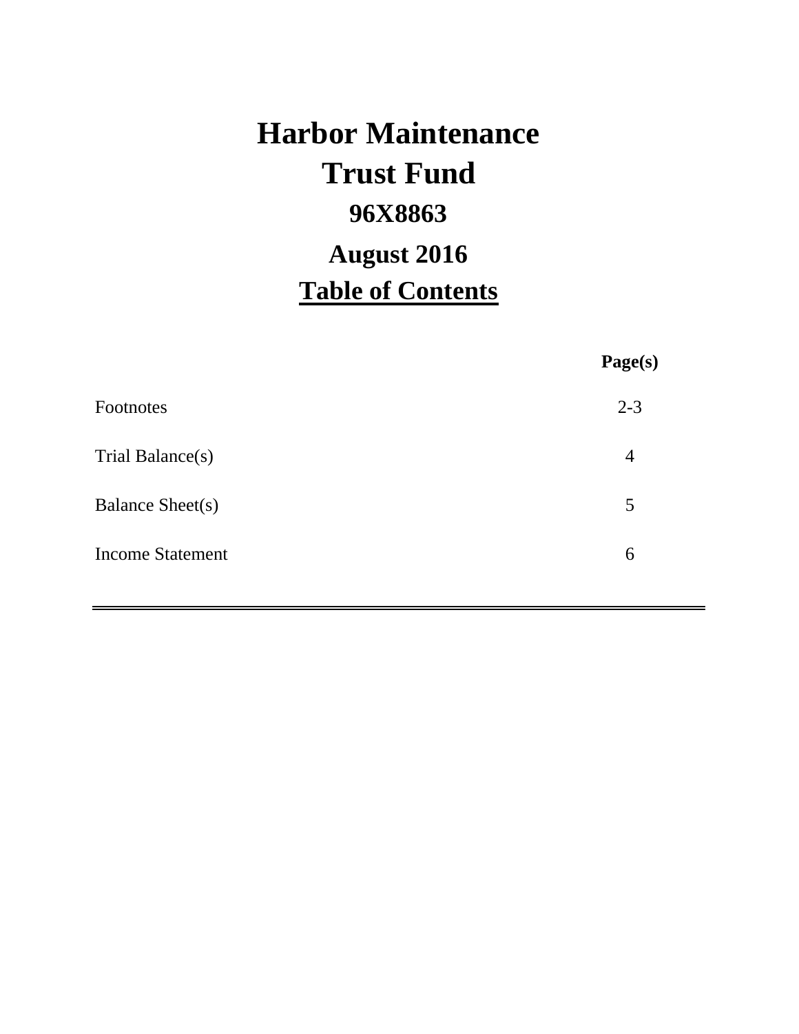# Harbor Maintenance Trust Fund

## 96X8863

## August 2016

## Table of Contents

| | Page(s) |
|---|---|
| Footnotes | 2-3 |
| Trial Balance(s) | 4 |
| Balance Sheet(s) | 5 |
| Income Statement | 6 |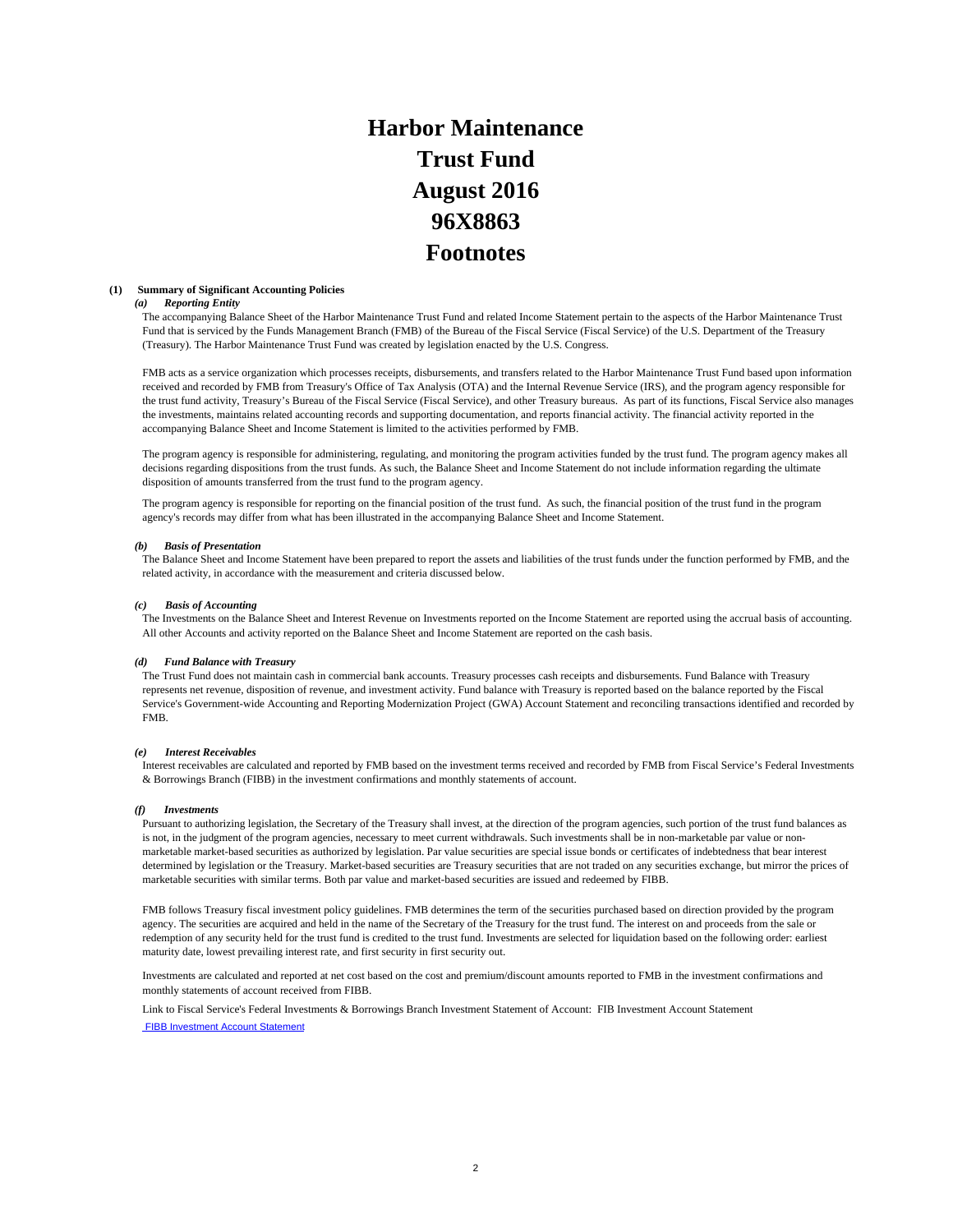# Harbor Maintenance Trust Fund August 2016 96X8863 Footnotes

**(1) Summary of Significant Accounting Policies**

***(a) Reporting Entity***

The accompanying Balance Sheet of the Harbor Maintenance Trust Fund and related Income Statement pertain to the aspects of the Harbor Maintenance Trust Fund that is serviced by the Funds Management Branch (FMB) of the Bureau of the Fiscal Service (Fiscal Service) of the U.S. Department of the Treasury (Treasury). The Harbor Maintenance Trust Fund was created by legislation enacted by the U.S. Congress.

FMB acts as a service organization which processes receipts, disbursements, and transfers related to the Harbor Maintenance Trust Fund based upon information received and recorded by FMB from Treasury's Office of Tax Analysis (OTA) and the Internal Revenue Service (IRS), and the program agency responsible for the trust fund activity, Treasury's Bureau of the Fiscal Service (Fiscal Service), and other Treasury bureaus. As part of its functions, Fiscal Service also manages the investments, maintains related accounting records and supporting documentation, and reports financial activity. The financial activity reported in the accompanying Balance Sheet and Income Statement is limited to the activities performed by FMB.

The program agency is responsible for administering, regulating, and monitoring the program activities funded by the trust fund. The program agency makes all decisions regarding dispositions from the trust funds. As such, the Balance Sheet and Income Statement do not include information regarding the ultimate disposition of amounts transferred from the trust fund to the program agency.

The program agency is responsible for reporting on the financial position of the trust fund. As such, the financial position of the trust fund in the program agency's records may differ from what has been illustrated in the accompanying Balance Sheet and Income Statement.

***(b) Basis of Presentation***

The Balance Sheet and Income Statement have been prepared to report the assets and liabilities of the trust funds under the function performed by FMB, and the related activity, in accordance with the measurement and criteria discussed below.

***(c) Basis of Accounting***

The Investments on the Balance Sheet and Interest Revenue on Investments reported on the Income Statement are reported using the accrual basis of accounting. All other Accounts and activity reported on the Balance Sheet and Income Statement are reported on the cash basis.

***(d) Fund Balance with Treasury***

The Trust Fund does not maintain cash in commercial bank accounts. Treasury processes cash receipts and disbursements. Fund Balance with Treasury represents net revenue, disposition of revenue, and investment activity. Fund balance with Treasury is reported based on the balance reported by the Fiscal Service's Government-wide Accounting and Reporting Modernization Project (GWA) Account Statement and reconciling transactions identified and recorded by FMB.

***(e) Interest Receivables***

Interest receivables are calculated and reported by FMB based on the investment terms received and recorded by FMB from Fiscal Service's Federal Investments & Borrowings Branch (FIBB) in the investment confirmations and monthly statements of account.

***(f) Investments***

Pursuant to authorizing legislation, the Secretary of the Treasury shall invest, at the direction of the program agencies, such portion of the trust fund balances as is not, in the judgment of the program agencies, necessary to meet current withdrawals. Such investments shall be in non-marketable par value or non-marketable market-based securities as authorized by legislation. Par value securities are special issue bonds or certificates of indebtedness that bear interest determined by legislation or the Treasury. Market-based securities are Treasury securities that are not traded on any securities exchange, but mirror the prices of marketable securities with similar terms. Both par value and market-based securities are issued and redeemed by FIBB.

FMB follows Treasury fiscal investment policy guidelines. FMB determines the term of the securities purchased based on direction provided by the program agency. The securities are acquired and held in the name of the Secretary of the Treasury for the trust fund. The interest on and proceeds from the sale or redemption of any security held for the trust fund is credited to the trust fund. Investments are selected for liquidation based on the following order: earliest maturity date, lowest prevailing interest rate, and first security in first security out.

Investments are calculated and reported at net cost based on the cost and premium/discount amounts reported to FMB in the investment confirmations and monthly statements of account received from FIBB.

Link to Fiscal Service's Federal Investments & Borrowings Branch Investment Statement of Account: FIB Investment Account Statement

FIBB Investment Account Statement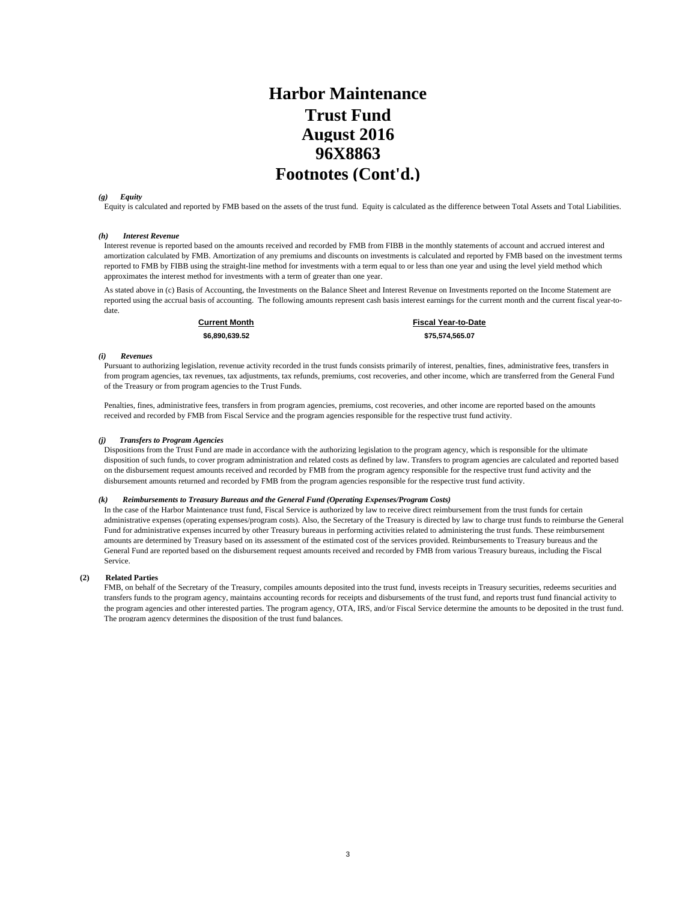# Harbor Maintenance Trust Fund
# August 2016
# 96X8863
# Footnotes (Cont'd.)

***(g) Equity***

Equity is calculated and reported by FMB based on the assets of the trust fund. Equity is calculated as the difference between Total Assets and Total Liabilities.

***(h) Interest Revenue***

Interest revenue is reported based on the amounts received and recorded by FMB from FIBB in the monthly statements of account and accrued interest and amortization calculated by FMB. Amortization of any premiums and discounts on investments is calculated and reported by FMB based on the investment terms reported to FMB by FIBB using the straight-line method for investments with a term equal to or less than one year and using the level yield method which approximates the interest method for investments with a term of greater than one year.

As stated above in (c) Basis of Accounting, the Investments on the Balance Sheet and Interest Revenue on Investments reported on the Income Statement are reported using the accrual basis of accounting. The following amounts represent cash basis interest earnings for the current month and the current fiscal year-to-date.

| Current Month | Fiscal Year-to-Date |
|---|---|
| $6,890,639.52 | $75,574,565.07 |

***(i) Revenues***

Pursuant to authorizing legislation, revenue activity recorded in the trust funds consists primarily of interest, penalties, fines, administrative fees, transfers in from program agencies, tax revenues, tax adjustments, tax refunds, premiums, cost recoveries, and other income, which are transferred from the General Fund of the Treasury or from program agencies to the Trust Funds.

Penalties, fines, administrative fees, transfers in from program agencies, premiums, cost recoveries, and other income are reported based on the amounts received and recorded by FMB from Fiscal Service and the program agencies responsible for the respective trust fund activity.

***(j) Transfers to Program Agencies***

Dispositions from the Trust Fund are made in accordance with the authorizing legislation to the program agency, which is responsible for the ultimate disposition of such funds, to cover program administration and related costs as defined by law. Transfers to program agencies are calculated and reported based on the disbursement request amounts received and recorded by FMB from the program agency responsible for the respective trust fund activity and the disbursement amounts returned and recorded by FMB from the program agencies responsible for the respective trust fund activity.

***(k) Reimbursements to Treasury Bureaus and the General Fund (Operating Expenses/Program Costs)***

In the case of the Harbor Maintenance trust fund, Fiscal Service is authorized by law to receive direct reimbursement from the trust funds for certain administrative expenses (operating expenses/program costs). Also, the Secretary of the Treasury is directed by law to charge trust funds to reimburse the General Fund for administrative expenses incurred by other Treasury bureaus in performing activities related to administering the trust funds. These reimbursement amounts are determined by Treasury based on its assessment of the estimated cost of the services provided. Reimbursements to Treasury bureaus and the General Fund are reported based on the disbursement request amounts received and recorded by FMB from various Treasury bureaus, including the Fiscal Service.

**(2) Related Parties**

FMB, on behalf of the Secretary of the Treasury, compiles amounts deposited into the trust fund, invests receipts in Treasury securities, redeems securities and transfers funds to the program agency, maintains accounting records for receipts and disbursements of the trust fund, and reports trust fund financial activity to the program agencies and other interested parties. The program agency, OTA, IRS, and/or Fiscal Service determine the amounts to be deposited in the trust fund. The program agency determines the disposition of the trust fund balances.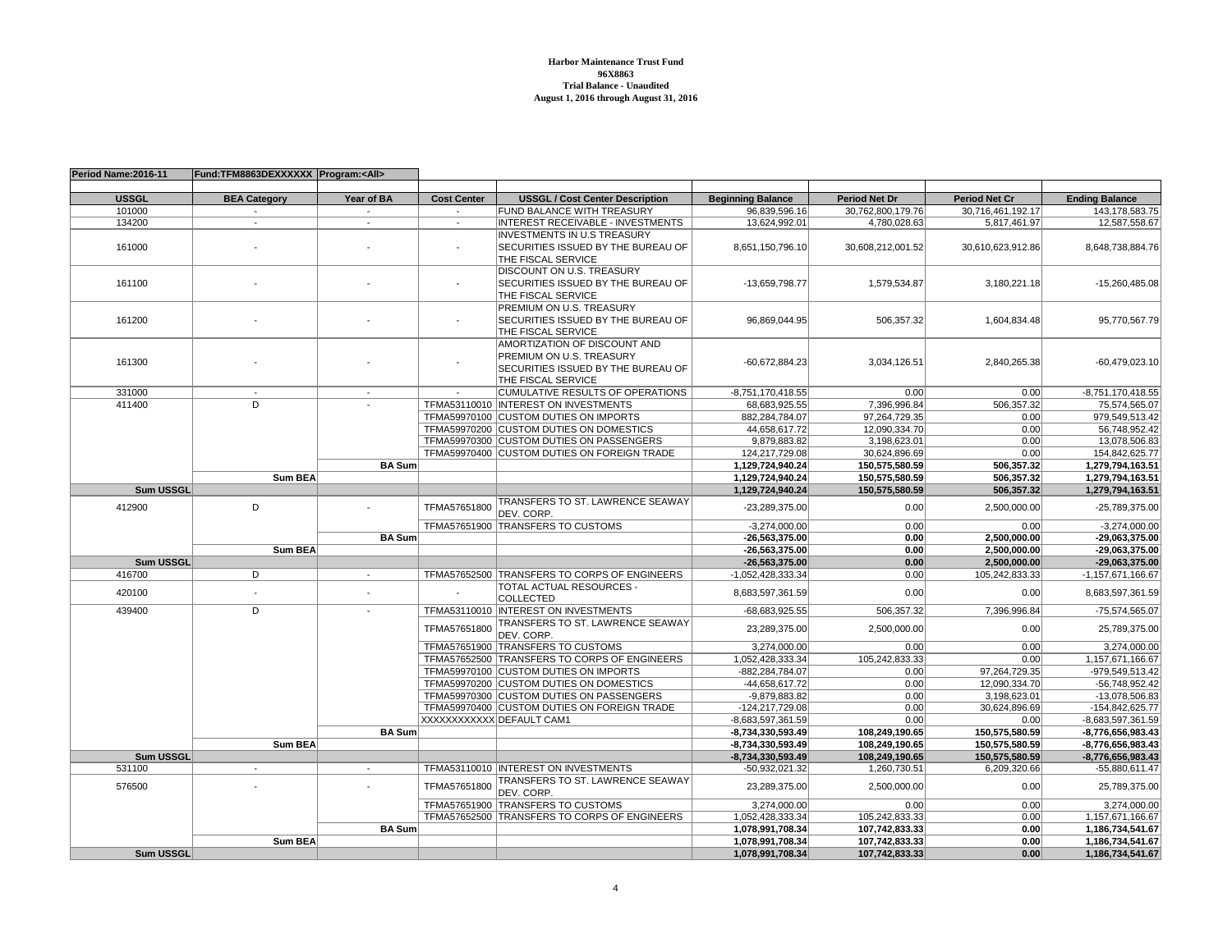**Harbor Maintenance Trust Fund**
**96X8863**
**Trial Balance - Unaudited**
**August 1, 2016 through August 31, 2016**

| Period Name:2016-11 | Fund:TFM8863DEXXXXXX | Program:<All> | | | | | | |
|---|---|---|---|---|---|---|---|---|
| **USSGL** | **BEA Category** | **Year of BA** | **Cost Center** | **USSGL / Cost Center Description** | **Beginning Balance** | **Period Net Dr** | **Period Net Cr** | **Ending Balance** |
| 101000 | - | - | - | FUND BALANCE WITH TREASURY | 96,839,596.16 | 30,762,800,179.76 | 30,716,461,192.17 | 143,178,583.75 |
| 134200 | - | - | - | INTEREST RECEIVABLE - INVESTMENTS | 13,624,992.01 | 4,780,028.63 | 5,817,461.97 | 12,587,558.67 |
| 161000 | - | - | - | INVESTMENTS IN U.S TREASURY SECURITIES ISSUED BY THE BUREAU OF THE FISCAL SERVICE | 8,651,150,796.10 | 30,608,212,001.52 | 30,610,623,912.86 | 8,648,738,884.76 |
| 161100 | - | - | - | DISCOUNT ON U.S. TREASURY SECURITIES ISSUED BY THE BUREAU OF THE FISCAL SERVICE | -13,659,798.77 | 1,579,534.87 | 3,180,221.18 | -15,260,485.08 |
| 161200 | - | - | - | PREMIUM ON U.S. TREASURY SECURITIES ISSUED BY THE BUREAU OF THE FISCAL SERVICE | 96,869,044.95 | 506,357.32 | 1,604,834.48 | 95,770,567.79 |
| 161300 | - | - | - | AMORTIZATION OF DISCOUNT AND PREMIUM ON U.S. TREASURY SECURITIES ISSUED BY THE BUREAU OF THE FISCAL SERVICE | -60,672,884.23 | 3,034,126.51 | 2,840,265.38 | -60,479,023.10 |
| 331000 | - | - | - | CUMULATIVE RESULTS OF OPERATIONS | -8,751,170,418.55 | 0.00 | 0.00 | -8,751,170,418.55 |
| 411400 | D | - | TFMA53110010 | INTEREST ON INVESTMENTS | 68,683,925.55 | 7,396,996.84 | 506,357.32 | 75,574,565.07 |
| | | | TFMA59970100 | CUSTOM DUTIES ON IMPORTS | 882,284,784.07 | 97,264,729.35 | 0.00 | 979,549,513.42 |
| | | | TFMA59970200 | CUSTOM DUTIES ON DOMESTICS | 44,658,617.72 | 12,090,334.70 | 0.00 | 56,748,952.42 |
| | | | TFMA59970300 | CUSTOM DUTIES ON PASSENGERS | 9,879,883.82 | 3,198,623.01 | 0.00 | 13,078,506.83 |
| | | | TFMA59970400 | CUSTOM DUTIES ON FOREIGN TRADE | 124,217,729.08 | 30,624,896.69 | 0.00 | 154,842,625.77 |
| | | **BA Sum** | | | **1,129,724,940.24** | **150,575,580.59** | **506,357.32** | **1,279,794,163.51** |
| | **Sum BEA** | | | | **1,129,724,940.24** | **150,575,580.59** | **506,357.32** | **1,279,794,163.51** |
| **Sum USSGL** | | | | | **1,129,724,940.24** | **150,575,580.59** | **506,357.32** | **1,279,794,163.51** |
| 412900 | D | - | TFMA57651800 | TRANSFERS TO ST. LAWRENCE SEAWAY DEV. CORP. | -23,289,375.00 | 0.00 | 2,500,000.00 | -25,789,375.00 |
| | | | TFMA57651900 | TRANSFERS TO CUSTOMS | -3,274,000.00 | 0.00 | 0.00 | -3,274,000.00 |
| | | **BA Sum** | | | **-26,563,375.00** | **0.00** | **2,500,000.00** | **-29,063,375.00** |
| | **Sum BEA** | | | | **-26,563,375.00** | **0.00** | **2,500,000.00** | **-29,063,375.00** |
| **Sum USSGL** | | | | | **-26,563,375.00** | **0.00** | **2,500,000.00** | **-29,063,375.00** |
| 416700 | D | - | TFMA57652500 | TRANSFERS TO CORPS OF ENGINEERS | -1,052,428,333.34 | 0.00 | 105,242,833.33 | -1,157,671,166.67 |
| 420100 | - | - | - | TOTAL ACTUAL RESOURCES - COLLECTED | 8,683,597,361.59 | 0.00 | 0.00 | 8,683,597,361.59 |
| 439400 | D | - | TFMA53110010 | INTEREST ON INVESTMENTS | -68,683,925.55 | 506,357.32 | 7,396,996.84 | -75,574,565.07 |
| | | | TFMA57651800 | TRANSFERS TO ST. LAWRENCE SEAWAY DEV. CORP. | 23,289,375.00 | 2,500,000.00 | 0.00 | 25,789,375.00 |
| | | | TFMA57651900 | TRANSFERS TO CUSTOMS | 3,274,000.00 | 0.00 | 0.00 | 3,274,000.00 |
| | | | TFMA57652500 | TRANSFERS TO CORPS OF ENGINEERS | 1,052,428,333.34 | 105,242,833.33 | 0.00 | 1,157,671,166.67 |
| | | | TFMA59970100 | CUSTOM DUTIES ON IMPORTS | -882,284,784.07 | 0.00 | 97,264,729.35 | -979,549,513.42 |
| | | | TFMA59970200 | CUSTOM DUTIES ON DOMESTICS | -44,658,617.72 | 0.00 | 12,090,334.70 | -56,748,952.42 |
| | | | TFMA59970300 | CUSTOM DUTIES ON PASSENGERS | -9,879,883.82 | 0.00 | 3,198,623.01 | -13,078,506.83 |
| | | | TFMA59970400 | CUSTOM DUTIES ON FOREIGN TRADE | -124,217,729.08 | 0.00 | 30,624,896.69 | -154,842,625.77 |
| | | | XXXXXXXXXXXX | DEFAULT CAM1 | -8,683,597,361.59 | 0.00 | 0.00 | -8,683,597,361.59 |
| | | **BA Sum** | | | **-8,734,330,593.49** | **108,249,190.65** | **150,575,580.59** | **-8,776,656,983.43** |
| | **Sum BEA** | | | | **-8,734,330,593.49** | **108,249,190.65** | **150,575,580.59** | **-8,776,656,983.43** |
| **Sum USSGL** | | | | | **-8,734,330,593.49** | **108,249,190.65** | **150,575,580.59** | **-8,776,656,983.43** |
| 531100 | - | - | TFMA53110010 | INTEREST ON INVESTMENTS | -50,932,021.32 | 1,260,730.51 | 6,209,320.66 | -55,880,611.47 |
| 576500 | - | - | TFMA57651800 | TRANSFERS TO ST. LAWRENCE SEAWAY DEV. CORP. | 23,289,375.00 | 2,500,000.00 | 0.00 | 25,789,375.00 |
| | | | TFMA57651900 | TRANSFERS TO CUSTOMS | 3,274,000.00 | 0.00 | 0.00 | 3,274,000.00 |
| | | | TFMA57652500 | TRANSFERS TO CORPS OF ENGINEERS | 1,052,428,333.34 | 105,242,833.33 | 0.00 | 1,157,671,166.67 |
| | | **BA Sum** | | | **1,078,991,708.34** | **107,742,833.33** | **0.00** | **1,186,734,541.67** |
| | **Sum BEA** | | | | **1,078,991,708.34** | **107,742,833.33** | **0.00** | **1,186,734,541.67** |
| **Sum USSGL** | | | | | **1,078,991,708.34** | **107,742,833.33** | **0.00** | **1,186,734,541.67** |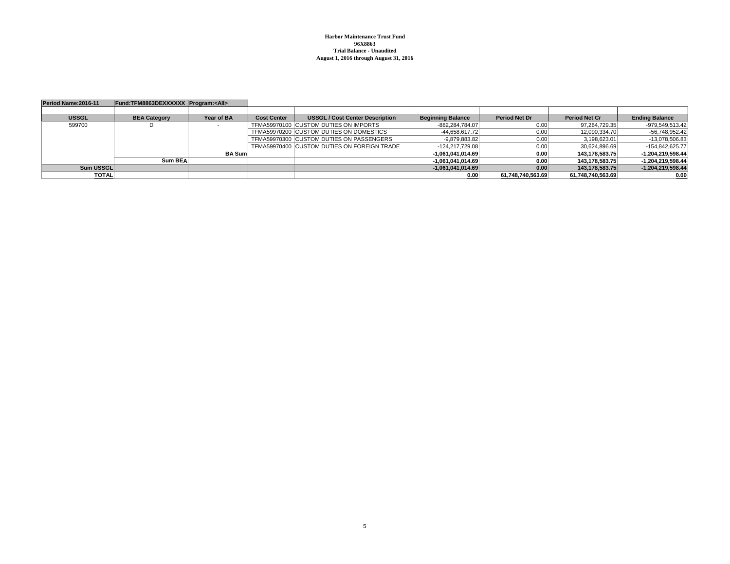**Harbor Maintenance Trust Fund**
**96X8863**
**Trial Balance - Unaudited**
**August 1, 2016 through August 31, 2016**

| Period Name:2016-11 | Fund:TFM8863DEXXXXXX | Program:<All> | | | | | | |
|---|---|---|---|---|---|---|---|---|
| **USSGL** | **BEA Category** | **Year of BA** | **Cost Center** | **USSGL / Cost Center Description** | **Beginning Balance** | **Period Net Dr** | **Period Net Cr** | **Ending Balance** |
| 599700 | D | - | TFMA59970100 | CUSTOM DUTIES ON IMPORTS | -882,284,784.07 | 0.00 | 97,264,729.35 | -979,549,513.42 |
| | | | TFMA59970200 | CUSTOM DUTIES ON DOMESTICS | -44,658,617.72 | 0.00 | 12,090,334.70 | -56,748,952.42 |
| | | | TFMA59970300 | CUSTOM DUTIES ON PASSENGERS | -9,879,883.82 | 0.00 | 3,198,623.01 | -13,078,506.83 |
| | | | TFMA59970400 | CUSTOM DUTIES ON FOREIGN TRADE | -124,217,729.08 | 0.00 | 30,624,896.69 | -154,842,625.77 |
| | | **BA Sum** | | | **-1,061,041,014.69** | **0.00** | **143,178,583.75** | **-1,204,219,598.44** |
| | **Sum BEA** | | | | **-1,061,041,014.69** | **0.00** | **143,178,583.75** | **-1,204,219,598.44** |
| **Sum USSGL** | | | | | **-1,061,041,014.69** | **0.00** | **143,178,583.75** | **-1,204,219,598.44** |
| **TOTAL** | | | | | **0.00** | **61,748,740,563.69** | **61,748,740,563.69** | **0.00** |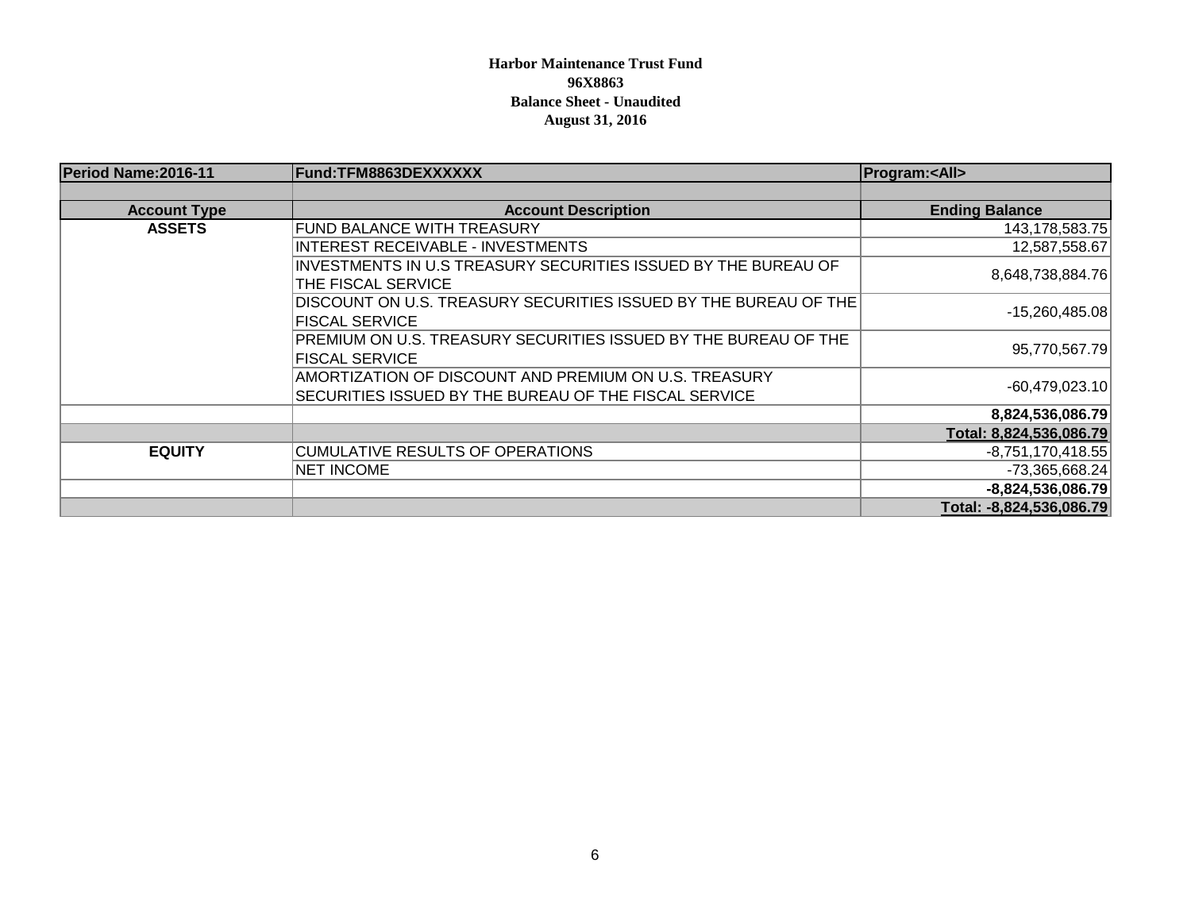**Harbor Maintenance Trust Fund**
**96X8863**
**Balance Sheet - Unaudited**
**August 31, 2016**

| Period Name:2016-11 | Fund:TFM8863DEXXXXXX | Program:<All> |
|---|---|---|
| | | |
| **Account Type** | **Account Description** | **Ending Balance** |
| **ASSETS** | FUND BALANCE WITH TREASURY | 143,178,583.75 |
| | INTEREST RECEIVABLE - INVESTMENTS | 12,587,558.67 |
| | INVESTMENTS IN U.S TREASURY SECURITIES ISSUED BY THE BUREAU OF THE FISCAL SERVICE | 8,648,738,884.76 |
| | DISCOUNT ON U.S. TREASURY SECURITIES ISSUED BY THE BUREAU OF THE FISCAL SERVICE | -15,260,485.08 |
| | PREMIUM ON U.S. TREASURY SECURITIES ISSUED BY THE BUREAU OF THE FISCAL SERVICE | 95,770,567.79 |
| | AMORTIZATION OF DISCOUNT AND PREMIUM ON U.S. TREASURY SECURITIES ISSUED BY THE BUREAU OF THE FISCAL SERVICE | -60,479,023.10 |
| | | **8,824,536,086.79** |
| | | **Total: 8,824,536,086.79** |
| **EQUITY** | CUMULATIVE RESULTS OF OPERATIONS | -8,751,170,418.55 |
| | NET INCOME | -73,365,668.24 |
| | | **-8,824,536,086.79** |
| | | **Total: -8,824,536,086.79** |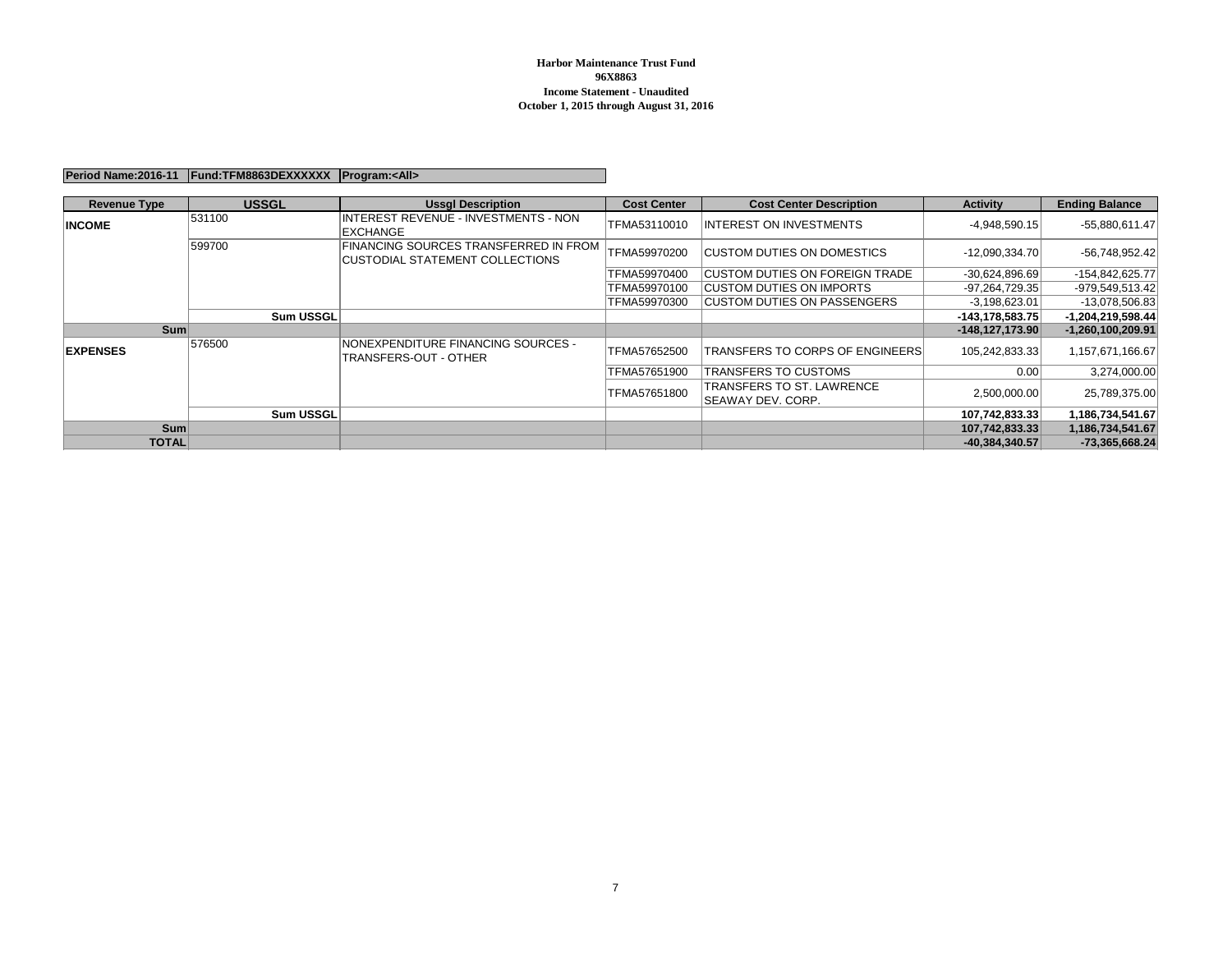**Harbor Maintenance Trust Fund**
**96X8863**
**Income Statement - Unaudited**
**October 1, 2015 through August 31, 2016**

| Period Name:2016-11 | Fund:TFM8863DEXXXXXX | Program:<All> |
|---|---|---|

| Revenue Type | USSGL | Ussgl Description | Cost Center | Cost Center Description | Activity | Ending Balance |
|---|---|---|---|---|---|---|
| **INCOME** | 531100 | INTEREST REVENUE - INVESTMENTS - NON EXCHANGE | TFMA53110010 | INTEREST ON INVESTMENTS | -4,948,590.15 | -55,880,611.47 |
| | 599700 | FINANCING SOURCES TRANSFERRED IN FROM CUSTODIAL STATEMENT COLLECTIONS | TFMA59970200 | CUSTOM DUTIES ON DOMESTICS | -12,090,334.70 | -56,748,952.42 |
| | | | TFMA59970400 | CUSTOM DUTIES ON FOREIGN TRADE | -30,624,896.69 | -154,842,625.77 |
| | | | TFMA59970100 | CUSTOM DUTIES ON IMPORTS | -97,264,729.35 | -979,549,513.42 |
| | | | TFMA59970300 | CUSTOM DUTIES ON PASSENGERS | -3,198,623.01 | -13,078,506.83 |
| | **Sum USSGL** | | | | **-143,178,583.75** | **-1,204,219,598.44** |
| **Sum** | | | | | **-148,127,173.90** | **-1,260,100,209.91** |
| **EXPENSES** | 576500 | NONEXPENDITURE FINANCING SOURCES - TRANSFERS-OUT - OTHER | TFMA57652500 | TRANSFERS TO CORPS OF ENGINEERS | 105,242,833.33 | 1,157,671,166.67 |
| | | | TFMA57651900 | TRANSFERS TO CUSTOMS | 0.00 | 3,274,000.00 |
| | | | TFMA57651800 | TRANSFERS TO ST. LAWRENCE SEAWAY DEV. CORP. | 2,500,000.00 | 25,789,375.00 |
| | **Sum USSGL** | | | | **107,742,833.33** | **1,186,734,541.67** |
| **Sum** | | | | | **107,742,833.33** | **1,186,734,541.67** |
| **TOTAL** | | | | | **-40,384,340.57** | **-73,365,668.24** |